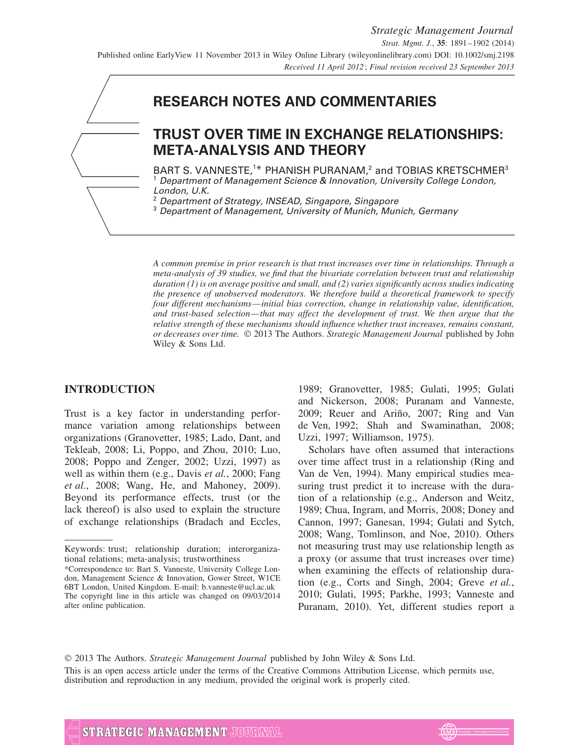RESEARCH NOTES AND COMMENTARIES

# TRUST OVER TIME IN EXCHANGE RELATIONSHIPS: META-ANALYSIS AND THEORY

BART S. VANNESTE,[1]* PHANISH PURANAM,[2] and TOBIAS KRETSCHMER[3]

[1] *Department of Management Science & Innovation, University College London, London, U.K.*
[2] *Department of Strategy, INSEAD, Singapore, Singapore*
[3] *Department of Management, University of Munich, Munich, Germany*

*A common premise in prior research is that trust increases over time in relationships. Through a meta-analysis of 39 studies, we find that the bivariate correlation between trust and relationship duration (1) is on average positive and small, and (2) varies significantly across studies indicating the presence of unobserved moderators. We therefore build a theoretical framework to specify four different mechanisms—initial bias correction, change in relationship value, identification, and trust-based selection—that may affect the development of trust. We then argue that the relative strength of these mechanisms should influence whether trust increases, remains constant, or decreases over time.* © 2013 The Authors. *Strategic Management Journal* published by John Wiley & Sons Ltd.

## INTRODUCTION

Trust is a key factor in understanding performance variation among relationships between organizations (Granovetter, 1985; Lado, Dant, and Tekleab, 2008; Li, Poppo, and Zhou, 2010; Luo, 2008; Poppo and Zenger, 2002; Uzzi, 1997) as well as within them (e.g., Davis *et al.*, 2000; Fang *et al.*, 2008; Wang, He, and Mahoney, 2009). Beyond its performance effects, trust (or the lack thereof) is also used to explain the structure of exchange relationships (Bradach and Eccles, 1989; Granovetter, 1985; Gulati, 1995; Gulati and Nickerson, 2008; Puranam and Vanneste, 2009; Reuer and Ariño, 2007; Ring and Van de Ven, 1992; Shah and Swaminathan, 2008; Uzzi, 1997; Williamson, 1975).

Scholars have often assumed that interactions over time affect trust in a relationship (Ring and Van de Ven, 1994). Many empirical studies measuring trust predict it to increase with the duration of a relationship (e.g., Anderson and Weitz, 1989; Chua, Ingram, and Morris, 2008; Doney and Cannon, 1997; Ganesan, 1994; Gulati and Sytch, 2008; Wang, Tomlinson, and Noe, 2010). Others not measuring trust may use relationship length as a proxy (or assume that trust increases over time) when examining the effects of relationship duration (e.g., Corts and Singh, 2004; Greve *et al.*, 2010; Gulati, 1995; Parkhe, 1993; Vanneste and Puranam, 2010). Yet, different studies report a

---

Keywords: trust; relationship duration; interorganizational relations; meta-analysis; trustworthiness

*Correspondence to: Bart S. Vanneste, University College London, Management Science & Innovation, Gower Street, W1CE 6BT London, United Kingdom. E-mail: b.vanneste@ucl.ac.uk

The copyright line in this article was changed on 09/03/2014 after online publication.

© 2013 The Authors. *Strategic Management Journal* published by John Wiley & Sons Ltd.

This is an open access article under the terms of the Creative Commons Attribution License, which permits use, distribution and reproduction in any medium, provided the original work is properly cited.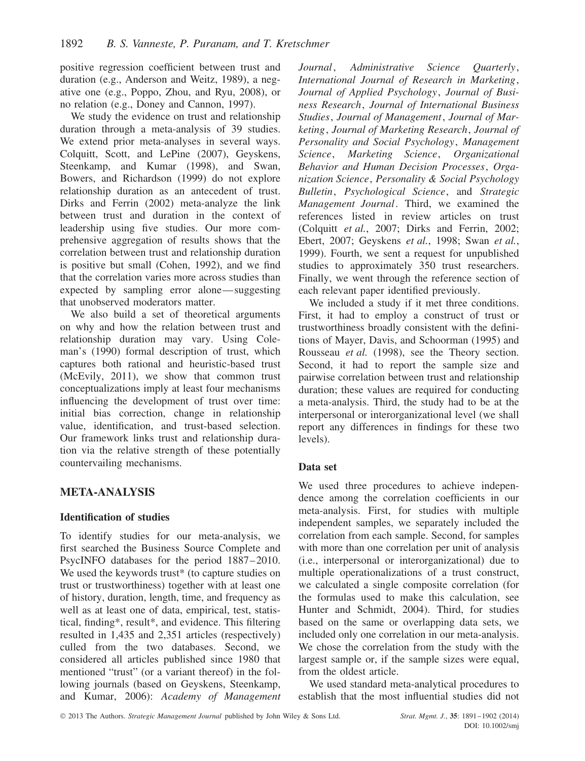positive regression coefficient between trust and duration (e.g., Anderson and Weitz, 1989), a negative one (e.g., Poppo, Zhou, and Ryu, 2008), or no relation (e.g., Doney and Cannon, 1997).

We study the evidence on trust and relationship duration through a meta-analysis of 39 studies. We extend prior meta-analyses in several ways. Colquitt, Scott, and LePine (2007), Geyskens, Steenkamp, and Kumar (1998), and Swan, Bowers, and Richardson (1999) do not explore relationship duration as an antecedent of trust. Dirks and Ferrin (2002) meta-analyze the link between trust and duration in the context of leadership using five studies. Our more comprehensive aggregation of results shows that the correlation between trust and relationship duration is positive but small (Cohen, 1992), and we find that the correlation varies more across studies than expected by sampling error alone—suggesting that unobserved moderators matter.

We also build a set of theoretical arguments on why and how the relation between trust and relationship duration may vary. Using Coleman's (1990) formal description of trust, which captures both rational and heuristic-based trust (McEvily, 2011), we show that common trust conceptualizations imply at least four mechanisms influencing the development of trust over time: initial bias correction, change in relationship value, identification, and trust-based selection. Our framework links trust and relationship duration via the relative strength of these potentially countervailing mechanisms.

## META-ANALYSIS

### Identification of studies

To identify studies for our meta-analysis, we first searched the Business Source Complete and PsycINFO databases for the period 1887–2010. We used the keywords trust* (to capture studies on trust or trustworthiness) together with at least one of history, duration, length, time, and frequency as well as at least one of data, empirical, test, statistical, finding*, result*, and evidence. This filtering resulted in 1,435 and 2,351 articles (respectively) culled from the two databases. Second, we considered all articles published since 1980 that mentioned "trust" (or a variant thereof) in the following journals (based on Geyskens, Steenkamp, and Kumar, 2006): *Academy of Management Journal*, *Administrative Science Quarterly*, *International Journal of Research in Marketing*, *Journal of Applied Psychology*, *Journal of Business Research*, *Journal of International Business Studies*, *Journal of Management*, *Journal of Marketing*, *Journal of Marketing Research*, *Journal of Personality and Social Psychology*, *Management Science*, *Marketing Science*, *Organizational Behavior and Human Decision Processes*, *Organization Science*, *Personality & Social Psychology Bulletin*, *Psychological Science*, and *Strategic Management Journal*. Third, we examined the references listed in review articles on trust (Colquitt *et al.*, 2007; Dirks and Ferrin, 2002; Ebert, 2007; Geyskens *et al.*, 1998; Swan *et al.*, 1999). Fourth, we sent a request for unpublished studies to approximately 350 trust researchers. Finally, we went through the reference section of each relevant paper identified previously.

We included a study if it met three conditions. First, it had to employ a construct of trust or trustworthiness broadly consistent with the definitions of Mayer, Davis, and Schoorman (1995) and Rousseau *et al.* (1998), see the Theory section. Second, it had to report the sample size and pairwise correlation between trust and relationship duration; these values are required for conducting a meta-analysis. Third, the study had to be at the interpersonal or interorganizational level (we shall report any differences in findings for these two levels).

### Data set

We used three procedures to achieve independence among the correlation coefficients in our meta-analysis. First, for studies with multiple independent samples, we separately included the correlation from each sample. Second, for samples with more than one correlation per unit of analysis (i.e., interpersonal or interorganizational) due to multiple operationalizations of a trust construct, we calculated a single composite correlation (for the formulas used to make this calculation, see Hunter and Schmidt, 2004). Third, for studies based on the same or overlapping data sets, we included only one correlation in our meta-analysis. We chose the correlation from the study with the largest sample or, if the sample sizes were equal, from the oldest article.

We used standard meta-analytical procedures to establish that the most influential studies did not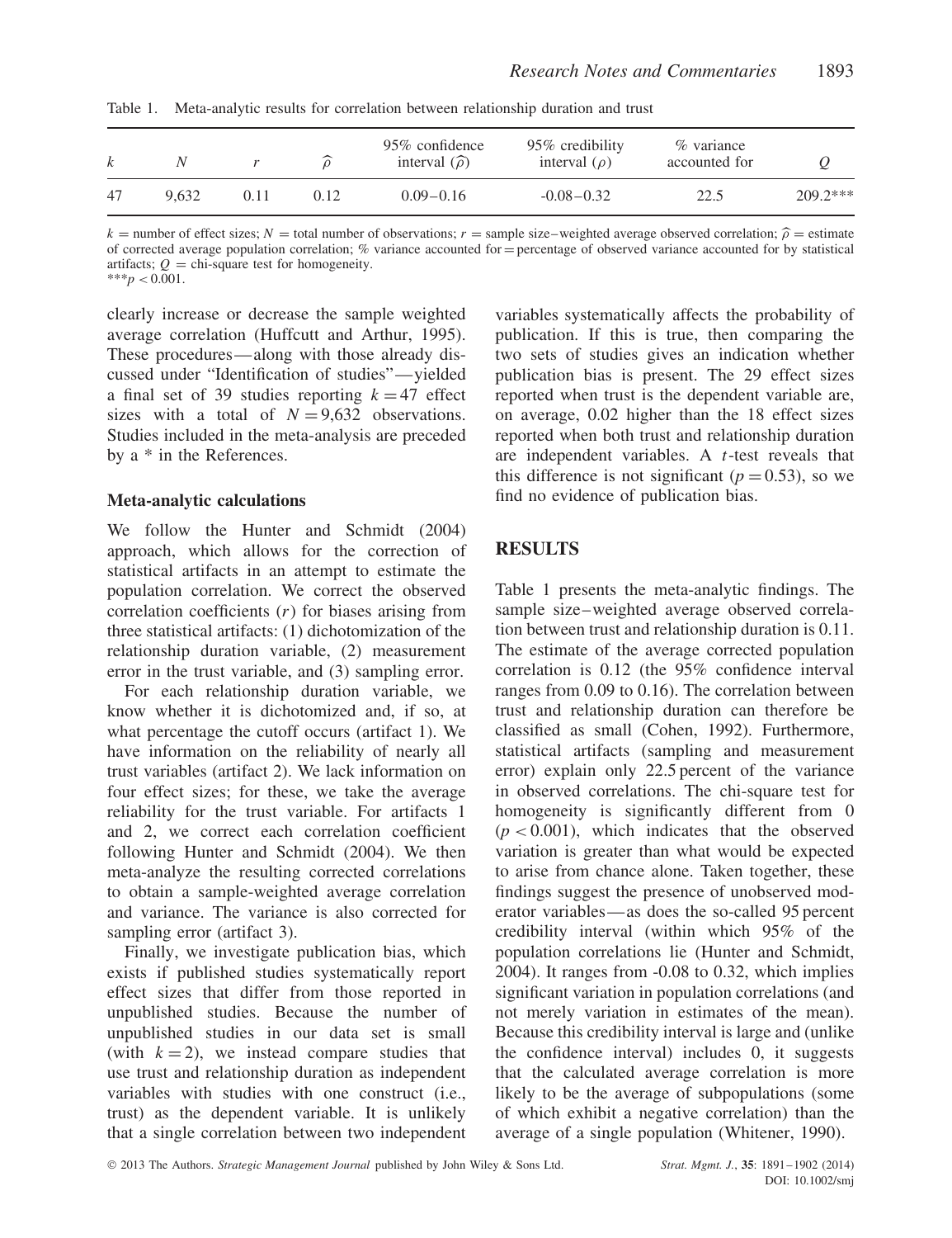Table 1. Meta-analytic results for correlation between relationship duration and trust

| $k$ | $N$ | $r$ | $\widehat{\rho}$ | 95% confidence interval ($\widehat{\rho}$) | 95% credibility interval ($\rho$) | % variance accounted for | $Q$ |
|---|---|---|---|---|---|---|---|
| 47 | 9,632 | 0.11 | 0.12 | 0.09–0.16 | -0.08–0.32 | 22.5 | 209.2*** |

$k$ = number of effect sizes; $N$ = total number of observations; $r$ = sample size–weighted average observed correlation; $\widehat{\rho}$ = estimate of corrected average population correlation; % variance accounted for = percentage of observed variance accounted for by statistical artifacts; $Q$ = chi-square test for homogeneity.
***$p < 0.001$.

clearly increase or decrease the sample weighted average correlation (Huffcutt and Arthur, 1995). These procedures—along with those already discussed under "Identification of studies"—yielded a final set of 39 studies reporting $k = 47$ effect sizes with a total of $N = 9{,}632$ observations. Studies included in the meta-analysis are preceded by a * in the References.

### Meta-analytic calculations

We follow the Hunter and Schmidt (2004) approach, which allows for the correction of statistical artifacts in an attempt to estimate the population correlation. We correct the observed correlation coefficients ($r$) for biases arising from three statistical artifacts: (1) dichotomization of the relationship duration variable, (2) measurement error in the trust variable, and (3) sampling error.

For each relationship duration variable, we know whether it is dichotomized and, if so, at what percentage the cutoff occurs (artifact 1). We have information on the reliability of nearly all trust variables (artifact 2). We lack information on four effect sizes; for these, we take the average reliability for the trust variable. For artifacts 1 and 2, we correct each correlation coefficient following Hunter and Schmidt (2004). We then meta-analyze the resulting corrected correlations to obtain a sample-weighted average correlation and variance. The variance is also corrected for sampling error (artifact 3).

Finally, we investigate publication bias, which exists if published studies systematically report effect sizes that differ from those reported in unpublished studies. Because the number of unpublished studies in our data set is small (with $k = 2$), we instead compare studies that use trust and relationship duration as independent variables with studies with one construct (i.e., trust) as the dependent variable. It is unlikely that a single correlation between two independent variables systematically affects the probability of publication. If this is true, then comparing the two sets of studies gives an indication whether publication bias is present. The 29 effect sizes reported when trust is the dependent variable are, on average, 0.02 higher than the 18 effect sizes reported when both trust and relationship duration are independent variables. A $t$-test reveals that this difference is not significant ($p = 0.53$), so we find no evidence of publication bias.

## RESULTS

Table 1 presents the meta-analytic findings. The sample size–weighted average observed correlation between trust and relationship duration is 0.11. The estimate of the average corrected population correlation is 0.12 (the 95% confidence interval ranges from 0.09 to 0.16). The correlation between trust and relationship duration can therefore be classified as small (Cohen, 1992). Furthermore, statistical artifacts (sampling and measurement error) explain only 22.5 percent of the variance in observed correlations. The chi-square test for homogeneity is significantly different from 0 ($p < 0.001$), which indicates that the observed variation is greater than what would be expected to arise from chance alone. Taken together, these findings suggest the presence of unobserved moderator variables—as does the so-called 95 percent credibility interval (within which 95% of the population correlations lie (Hunter and Schmidt, 2004). It ranges from -0.08 to 0.32, which implies significant variation in population correlations (and not merely variation in estimates of the mean). Because this credibility interval is large and (unlike the confidence interval) includes 0, it suggests that the calculated average correlation is more likely to be the average of subpopulations (some of which exhibit a negative correlation) than the average of a single population (Whitener, 1990).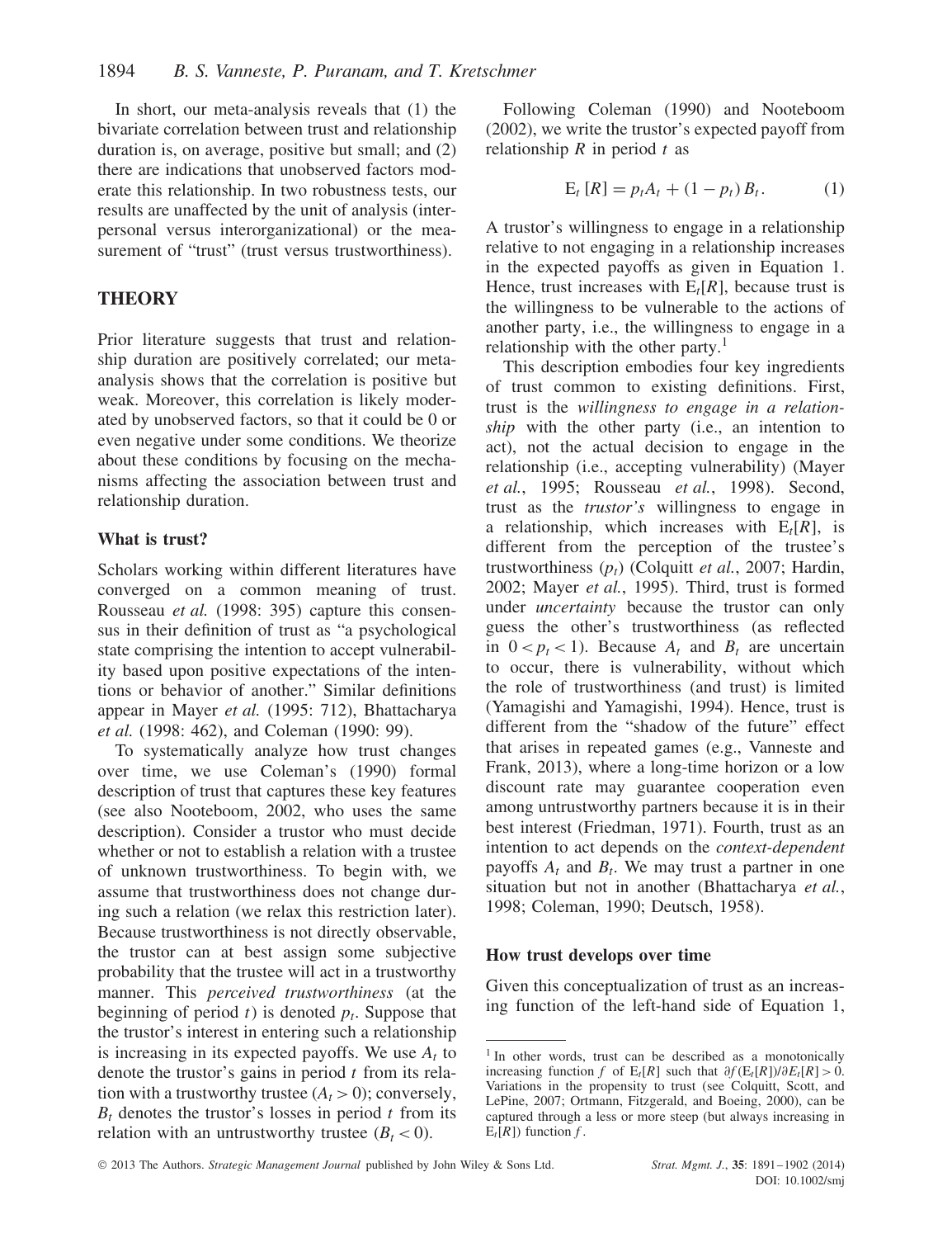In short, our meta-analysis reveals that (1) the bivariate correlation between trust and relationship duration is, on average, positive but small; and (2) there are indications that unobserved factors moderate this relationship. In two robustness tests, our results are unaffected by the unit of analysis (interpersonal versus interorganizational) or the measurement of "trust" (trust versus trustworthiness).

## THEORY

Prior literature suggests that trust and relationship duration are positively correlated; our meta-analysis shows that the correlation is positive but weak. Moreover, this correlation is likely moderated by unobserved factors, so that it could be 0 or even negative under some conditions. We theorize about these conditions by focusing on the mechanisms affecting the association between trust and relationship duration.

### What is trust?

Scholars working within different literatures have converged on a common meaning of trust. Rousseau *et al.* (1998: 395) capture this consensus in their definition of trust as "a psychological state comprising the intention to accept vulnerability based upon positive expectations of the intentions or behavior of another." Similar definitions appear in Mayer *et al.* (1995: 712), Bhattacharya *et al.* (1998: 462), and Coleman (1990: 99).

To systematically analyze how trust changes over time, we use Coleman's (1990) formal description of trust that captures these key features (see also Nooteboom, 2002, who uses the same description). Consider a trustor who must decide whether or not to establish a relation with a trustee of unknown trustworthiness. To begin with, we assume that trustworthiness does not change during such a relation (we relax this restriction later). Because trustworthiness is not directly observable, the trustor can at best assign some subjective probability that the trustee will act in a trustworthy manner. This *perceived trustworthiness* (at the beginning of period $t$) is denoted $p_t$. Suppose that the trustor's interest in entering such a relationship is increasing in its expected payoffs. We use $A_t$ to denote the trustor's gains in period $t$ from its relation with a trustworthy trustee ($A_t > 0$); conversely, $B_t$ denotes the trustor's losses in period $t$ from its relation with an untrustworthy trustee ($B_t < 0$).

Following Coleman (1990) and Nooteboom (2002), we write the trustor's expected payoff from relationship $R$ in period $t$ as

$$\mathrm{E}_t\left[R\right] = p_t A_t + \left(1 - p_t\right) B_t. \tag{1}$$

A trustor's willingness to engage in a relationship relative to not engaging in a relationship increases in the expected payoffs as given in Equation 1. Hence, trust increases with $\mathrm{E}_t[R]$, because trust is the willingness to be vulnerable to the actions of another party, i.e., the willingness to engage in a relationship with the other party.[1]

This description embodies four key ingredients of trust common to existing definitions. First, trust is the *willingness to engage in a relationship* with the other party (i.e., an intention to act), not the actual decision to engage in the relationship (i.e., accepting vulnerability) (Mayer *et al.*, 1995; Rousseau *et al.*, 1998). Second, trust as the *trustor's* willingness to engage in a relationship, which increases with $\mathrm{E}_t[R]$, is different from the perception of the trustee's trustworthiness ($p_t$) (Colquitt *et al.*, 2007; Hardin, 2002; Mayer *et al.*, 1995). Third, trust is formed under *uncertainty* because the trustor can only guess the other's trustworthiness (as reflected in $0 < p_t < 1$). Because $A_t$ and $B_t$ are uncertain to occur, there is vulnerability, without which the role of trustworthiness (and trust) is limited (Yamagishi and Yamagishi, 1994). Hence, trust is different from the "shadow of the future" effect that arises in repeated games (e.g., Vanneste and Frank, 2013), where a long-time horizon or a low discount rate may guarantee cooperation even among untrustworthy partners because it is in their best interest (Friedman, 1971). Fourth, trust as an intention to act depends on the *context-dependent* payoffs $A_t$ and $B_t$. We may trust a partner in one situation but not in another (Bhattacharya *et al.*, 1998; Coleman, 1990; Deutsch, 1958).

### How trust develops over time

Given this conceptualization of trust as an increasing function of the left-hand side of Equation 1,

[1] In other words, trust can be described as a monotonically increasing function $f$ of $\mathrm{E}_t[R]$ such that $\partial f(\mathrm{E}_t[R])/\partial E_t[R] > 0$. Variations in the propensity to trust (see Colquitt, Scott, and LePine, 2007; Ortmann, Fitzgerald, and Boeing, 2000), can be captured through a less or more steep (but always increasing in $\mathrm{E}_t[R]$) function $f$.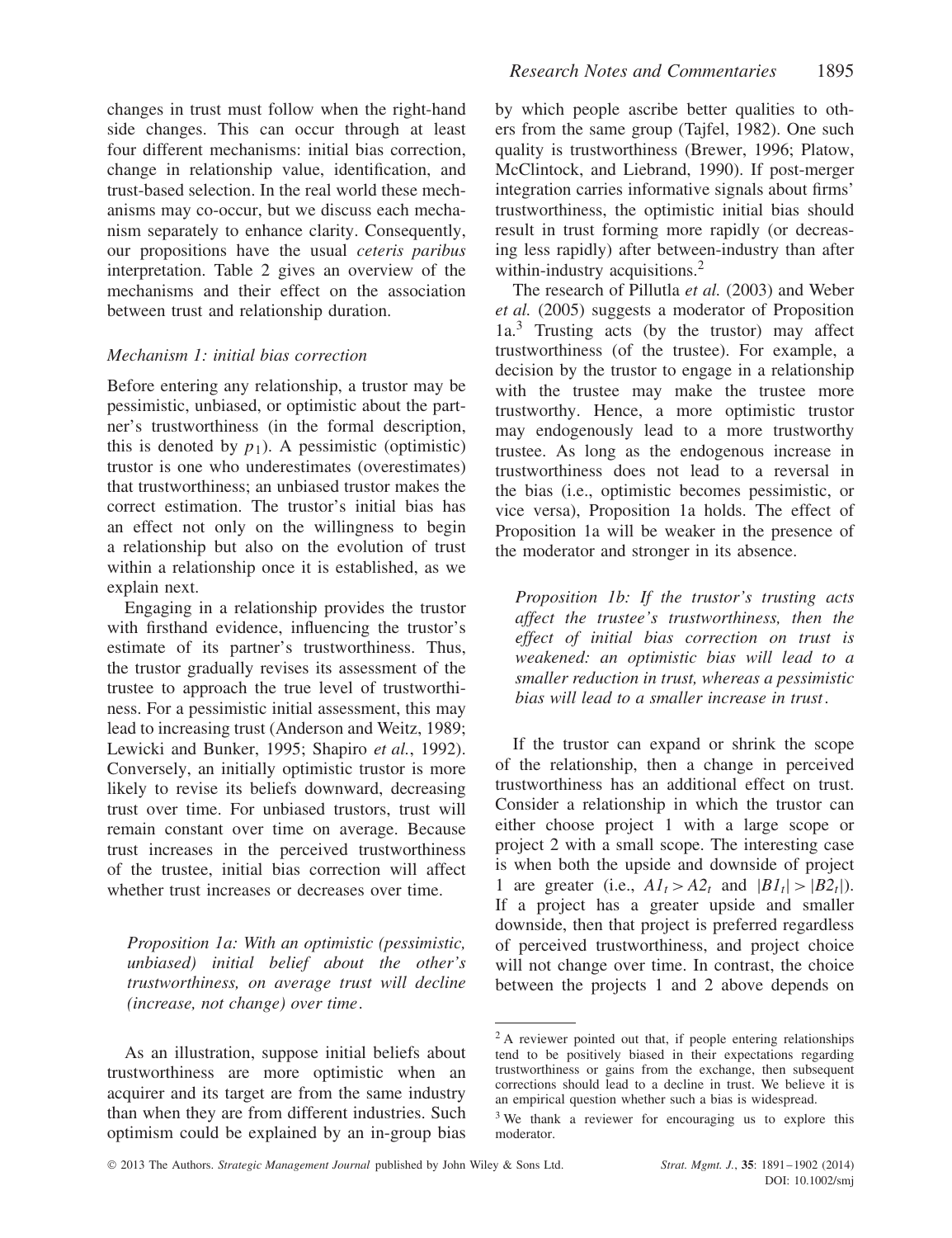changes in trust must follow when the right-hand side changes. This can occur through at least four different mechanisms: initial bias correction, change in relationship value, identification, and trust-based selection. In the real world these mechanisms may co-occur, but we discuss each mechanism separately to enhance clarity. Consequently, our propositions have the usual *ceteris paribus* interpretation. Table 2 gives an overview of the mechanisms and their effect on the association between trust and relationship duration.

### *Mechanism 1: initial bias correction*

Before entering any relationship, a trustor may be pessimistic, unbiased, or optimistic about the partner's trustworthiness (in the formal description, this is denoted by $p_1$). A pessimistic (optimistic) trustor is one who underestimates (overestimates) that trustworthiness; an unbiased trustor makes the correct estimation. The trustor's initial bias has an effect not only on the willingness to begin a relationship but also on the evolution of trust within a relationship once it is established, as we explain next.

Engaging in a relationship provides the trustor with firsthand evidence, influencing the trustor's estimate of its partner's trustworthiness. Thus, the trustor gradually revises its assessment of the trustee to approach the true level of trustworthiness. For a pessimistic initial assessment, this may lead to increasing trust (Anderson and Weitz, 1989; Lewicki and Bunker, 1995; Shapiro *et al.*, 1992). Conversely, an initially optimistic trustor is more likely to revise its beliefs downward, decreasing trust over time. For unbiased trustors, trust will remain constant over time on average. Because trust increases in the perceived trustworthiness of the trustee, initial bias correction will affect whether trust increases or decreases over time.

> *Proposition 1a: With an optimistic (pessimistic, unbiased) initial belief about the other's trustworthiness, on average trust will decline (increase, not change) over time.*

As an illustration, suppose initial beliefs about trustworthiness are more optimistic when an acquirer and its target are from the same industry than when they are from different industries. Such optimism could be explained by an in-group bias by which people ascribe better qualities to others from the same group (Tajfel, 1982). One such quality is trustworthiness (Brewer, 1996; Platow, McClintock, and Liebrand, 1990). If post-merger integration carries informative signals about firms' trustworthiness, the optimistic initial bias should result in trust forming more rapidly (or decreasing less rapidly) after between-industry than after within-industry acquisitions.[2]

The research of Pillutla *et al.* (2003) and Weber *et al.* (2005) suggests a moderator of Proposition 1a.[3] Trusting acts (by the trustor) may affect trustworthiness (of the trustee). For example, a decision by the trustor to engage in a relationship with the trustee may make the trustee more trustworthy. Hence, a more optimistic trustor may endogenously lead to a more trustworthy trustee. As long as the endogenous increase in trustworthiness does not lead to a reversal in the bias (i.e., optimistic becomes pessimistic, or vice versa), Proposition 1a holds. The effect of Proposition 1a will be weaker in the presence of the moderator and stronger in its absence.

> *Proposition 1b: If the trustor's trusting acts affect the trustee's trustworthiness, then the effect of initial bias correction on trust is weakened: an optimistic bias will lead to a smaller reduction in trust, whereas a pessimistic bias will lead to a smaller increase in trust.*

If the trustor can expand or shrink the scope of the relationship, then a change in perceived trustworthiness has an additional effect on trust. Consider a relationship in which the trustor can either choose project 1 with a large scope or project 2 with a small scope. The interesting case is when both the upside and downside of project 1 are greater (i.e., $A1_t > A2_t$ and $|B1_t| > |B2_t|$). If a project has a greater upside and smaller downside, then that project is preferred regardless of perceived trustworthiness, and project choice will not change over time. In contrast, the choice between the projects 1 and 2 above depends on

[2] A reviewer pointed out that, if people entering relationships tend to be positively biased in their expectations regarding trustworthiness or gains from the exchange, then subsequent corrections should lead to a decline in trust. We believe it is an empirical question whether such a bias is widespread.

[3] We thank a reviewer for encouraging us to explore this moderator.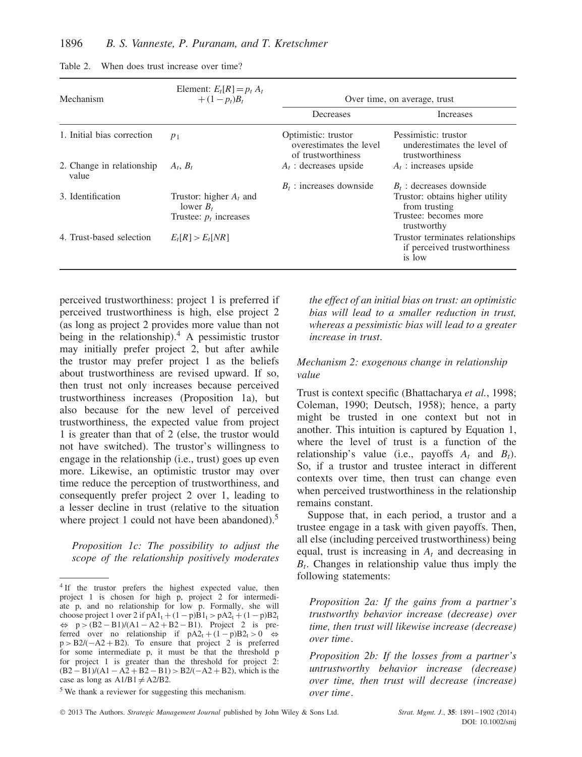Table 2. When does trust increase over time?

| Mechanism | Element: $E_t[R] = p_t A_t + (1 - p_t)B_t$ | Over time, on average, trust | |
|---|---|---|---|
| | | Decreases | Increases |
| 1. Initial bias correction | $p_1$ | Optimistic: trustor overestimates the level of trustworthiness | Pessimistic: trustor underestimates the level of trustworthiness |
| 2. Change in relationship value | $A_t$, $B_t$ | $A_t$ : decreases upside | $A_t$ : increases upside |
| | | $B_t$ : increases downside | $B_t$ : decreases downside |
| 3. Identification | Trustor: higher $A_t$ and lower $B_t$ | | Trustor: obtains higher utility from trusting |
| | Trustee: $p_t$ increases | | Trustee: becomes more trustworthy |
| 4. Trust-based selection | $E_t[R] > E_t[NR]$ | | Trustor terminates relationships if perceived trustworthiness is low |

perceived trustworthiness: project 1 is preferred if perceived trustworthiness is high, else project 2 (as long as project 2 provides more value than not being in the relationship).[4] A pessimistic trustor may initially prefer project 2, but after awhile the trustor may prefer project 1 as the beliefs about trustworthiness are revised upward. If so, then trust not only increases because perceived trustworthiness increases (Proposition 1a), but also because for the new level of perceived trustworthiness, the expected value from project 1 is greater than that of 2 (else, the trustor would not have switched). The trustor's willingness to engage in the relationship (i.e., trust) goes up even more. Likewise, an optimistic trustor may over time reduce the perception of trustworthiness, and consequently prefer project 2 over 1, leading to a lesser decline in trust (relative to the situation where project 1 could not have been abandoned).[5]

*Proposition 1c: The possibility to adjust the scope of the relationship positively moderates the effect of an initial bias on trust: an optimistic bias will lead to a smaller reduction in trust, whereas a pessimistic bias will lead to a greater increase in trust.*

### *Mechanism 2: exogenous change in relationship value*

Trust is context specific (Bhattacharya *et al.*, 1998; Coleman, 1990; Deutsch, 1958); hence, a party might be trusted in one context but not in another. This intuition is captured by Equation 1, where the level of trust is a function of the relationship's value (i.e., payoffs $A_t$ and $B_t$). So, if a trustor and trustee interact in different contexts over time, then trust can change even when perceived trustworthiness in the relationship remains constant.

Suppose that, in each period, a trustor and a trustee engage in a task with given payoffs. Then, all else (including perceived trustworthiness) being equal, trust is increasing in $A_t$ and decreasing in $B_t$. Changes in relationship value thus imply the following statements:

*Proposition 2a: If the gains from a partner's trustworthy behavior increase (decrease) over time, then trust will likewise increase (decrease) over time.*

*Proposition 2b: If the losses from a partner's untrustworthy behavior increase (decrease) over time, then trust will decrease (increase) over time.*

---

[4] If the trustor prefers the highest expected value, then project 1 is chosen for high p, project 2 for intermediate p, and no relationship for low p. Formally, she will choose project 1 over 2 if $pA1_t + (1 - p)B1_t > pA2_t + (1 - p)B2_t \Leftrightarrow p > (B2 - B1)/(A1 - A2 + B2 - B1)$. Project 2 is preferred over no relationship if $pA2_t + (1 - p)B2_t > 0 \Leftrightarrow p > B2/(-A2 + B2)$. To ensure that project 2 is preferred for some intermediate p, it must be that the threshold p for project 1 is greater than the threshold for project 2: $(B2 - B1)/(A1 - A2 + B2 - B1) > B2/(-A2 + B2)$, which is the case as long as $A1/B1 \neq A2/B2$.

[5] We thank a reviewer for suggesting this mechanism.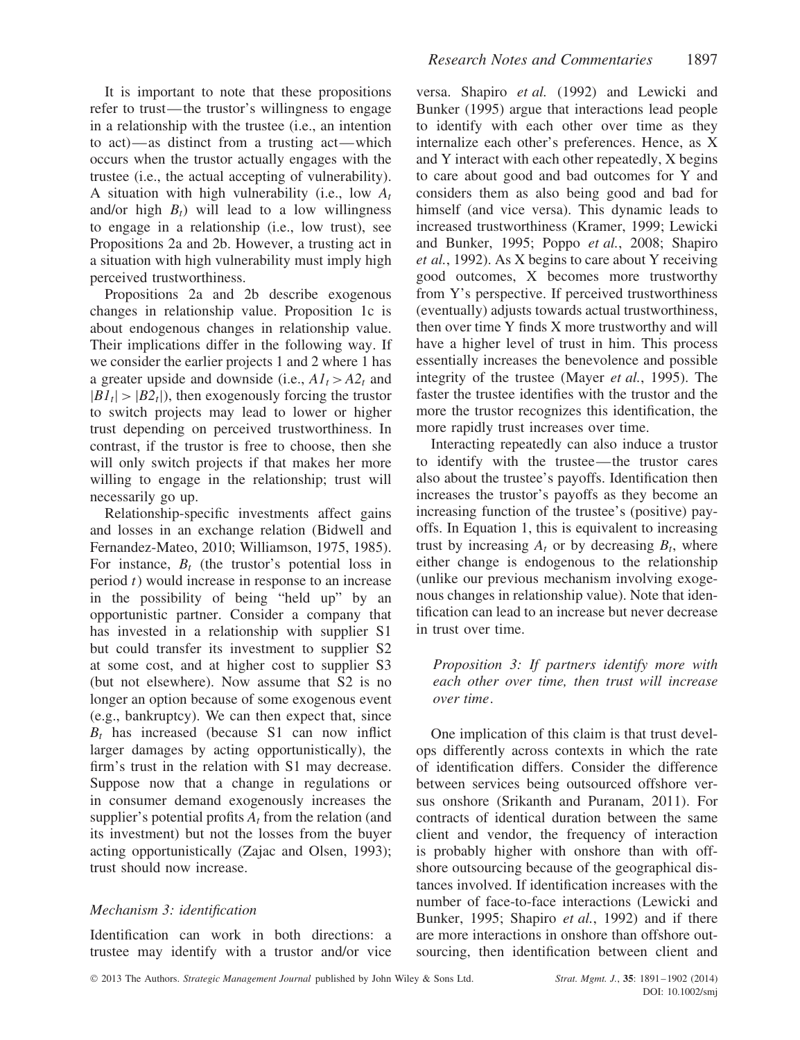It is important to note that these propositions refer to trust—the trustor's willingness to engage in a relationship with the trustee (i.e., an intention to act)—as distinct from a trusting act—which occurs when the trustor actually engages with the trustee (i.e., the actual accepting of vulnerability). A situation with high vulnerability (i.e., low $A_t$ and/or high $B_t$) will lead to a low willingness to engage in a relationship (i.e., low trust), see Propositions 2a and 2b. However, a trusting act in a situation with high vulnerability must imply high perceived trustworthiness.

Propositions 2a and 2b describe exogenous changes in relationship value. Proposition 1c is about endogenous changes in relationship value. Their implications differ in the following way. If we consider the earlier projects 1 and 2 where 1 has a greater upside and downside (i.e., $A1_t > A2_t$ and $|B1_t| > |B2_t|$), then exogenously forcing the trustor to switch projects may lead to lower or higher trust depending on perceived trustworthiness. In contrast, if the trustor is free to choose, then she will only switch projects if that makes her more willing to engage in the relationship; trust will necessarily go up.

Relationship-specific investments affect gains and losses in an exchange relation (Bidwell and Fernandez-Mateo, 2010; Williamson, 1975, 1985). For instance, $B_t$ (the trustor's potential loss in period $t$) would increase in response to an increase in the possibility of being "held up" by an opportunistic partner. Consider a company that has invested in a relationship with supplier S1 but could transfer its investment to supplier S2 at some cost, and at higher cost to supplier S3 (but not elsewhere). Now assume that S2 is no longer an option because of some exogenous event (e.g., bankruptcy). We can then expect that, since $B_t$ has increased (because S1 can now inflict larger damages by acting opportunistically), the firm's trust in the relation with S1 may decrease. Suppose now that a change in regulations or in consumer demand exogenously increases the supplier's potential profits $A_t$ from the relation (and its investment) but not the losses from the buyer acting opportunistically (Zajac and Olsen, 1993); trust should now increase.

### *Mechanism 3: identification*

Identification can work in both directions: a trustee may identify with a trustor and/or vice versa. Shapiro *et al.* (1992) and Lewicki and Bunker (1995) argue that interactions lead people to identify with each other over time as they internalize each other's preferences. Hence, as X and Y interact with each other repeatedly, X begins to care about good and bad outcomes for Y and considers them as also being good and bad for himself (and vice versa). This dynamic leads to increased trustworthiness (Kramer, 1999; Lewicki and Bunker, 1995; Poppo *et al.*, 2008; Shapiro *et al.*, 1992). As X begins to care about Y receiving good outcomes, X becomes more trustworthy from Y's perspective. If perceived trustworthiness (eventually) adjusts towards actual trustworthiness, then over time Y finds X more trustworthy and will have a higher level of trust in him. This process essentially increases the benevolence and possible integrity of the trustee (Mayer *et al.*, 1995). The faster the trustee identifies with the trustor and the more the trustor recognizes this identification, the more rapidly trust increases over time.

Interacting repeatedly can also induce a trustor to identify with the trustee—the trustor cares also about the trustee's payoffs. Identification then increases the trustor's payoffs as they become an increasing function of the trustee's (positive) payoffs. In Equation 1, this is equivalent to increasing trust by increasing $A_t$ or by decreasing $B_t$, where either change is endogenous to the relationship (unlike our previous mechanism involving exogenous changes in relationship value). Note that identification can lead to an increase but never decrease in trust over time.

> *Proposition 3: If partners identify more with each other over time, then trust will increase over time.*

One implication of this claim is that trust develops differently across contexts in which the rate of identification differs. Consider the difference between services being outsourced offshore versus onshore (Srikanth and Puranam, 2011). For contracts of identical duration between the same client and vendor, the frequency of interaction is probably higher with onshore than with offshore outsourcing because of the geographical distances involved. If identification increases with the number of face-to-face interactions (Lewicki and Bunker, 1995; Shapiro *et al.*, 1992) and if there are more interactions in onshore than offshore outsourcing, then identification between client and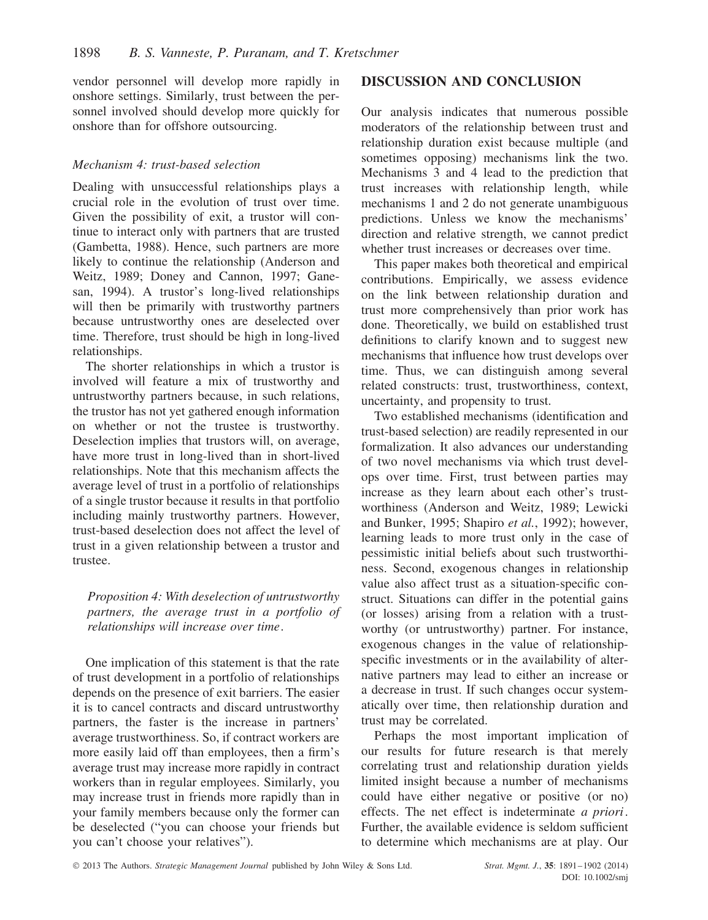vendor personnel will develop more rapidly in onshore settings. Similarly, trust between the personnel involved should develop more quickly for onshore than for offshore outsourcing.

### *Mechanism 4: trust-based selection*

Dealing with unsuccessful relationships plays a crucial role in the evolution of trust over time. Given the possibility of exit, a trustor will continue to interact only with partners that are trusted (Gambetta, 1988). Hence, such partners are more likely to continue the relationship (Anderson and Weitz, 1989; Doney and Cannon, 1997; Ganesan, 1994). A trustor's long-lived relationships will then be primarily with trustworthy partners because untrustworthy ones are deselected over time. Therefore, trust should be high in long-lived relationships.

The shorter relationships in which a trustor is involved will feature a mix of trustworthy and untrustworthy partners because, in such relations, the trustor has not yet gathered enough information on whether or not the trustee is trustworthy. Deselection implies that trustors will, on average, have more trust in long-lived than in short-lived relationships. Note that this mechanism affects the average level of trust in a portfolio of relationships of a single trustor because it results in that portfolio including mainly trustworthy partners. However, trust-based deselection does not affect the level of trust in a given relationship between a trustor and trustee.

> *Proposition 4: With deselection of untrustworthy partners, the average trust in a portfolio of relationships will increase over time.*

One implication of this statement is that the rate of trust development in a portfolio of relationships depends on the presence of exit barriers. The easier it is to cancel contracts and discard untrustworthy partners, the faster is the increase in partners' average trustworthiness. So, if contract workers are more easily laid off than employees, then a firm's average trust may increase more rapidly in contract workers than in regular employees. Similarly, you may increase trust in friends more rapidly than in your family members because only the former can be deselected ("you can choose your friends but you can't choose your relatives").

## DISCUSSION AND CONCLUSION

Our analysis indicates that numerous possible moderators of the relationship between trust and relationship duration exist because multiple (and sometimes opposing) mechanisms link the two. Mechanisms 3 and 4 lead to the prediction that trust increases with relationship length, while mechanisms 1 and 2 do not generate unambiguous predictions. Unless we know the mechanisms' direction and relative strength, we cannot predict whether trust increases or decreases over time.

This paper makes both theoretical and empirical contributions. Empirically, we assess evidence on the link between relationship duration and trust more comprehensively than prior work has done. Theoretically, we build on established trust definitions to clarify known and to suggest new mechanisms that influence how trust develops over time. Thus, we can distinguish among several related constructs: trust, trustworthiness, context, uncertainty, and propensity to trust.

Two established mechanisms (identification and trust-based selection) are readily represented in our formalization. It also advances our understanding of two novel mechanisms via which trust develops over time. First, trust between parties may increase as they learn about each other's trustworthiness (Anderson and Weitz, 1989; Lewicki and Bunker, 1995; Shapiro *et al.*, 1992); however, learning leads to more trust only in the case of pessimistic initial beliefs about such trustworthiness. Second, exogenous changes in relationship value also affect trust as a situation-specific construct. Situations can differ in the potential gains (or losses) arising from a relation with a trustworthy (or untrustworthy) partner. For instance, exogenous changes in the value of relationship-specific investments or in the availability of alternative partners may lead to either an increase or a decrease in trust. If such changes occur systematically over time, then relationship duration and trust may be correlated.

Perhaps the most important implication of our results for future research is that merely correlating trust and relationship duration yields limited insight because a number of mechanisms could have either negative or positive (or no) effects. The net effect is indeterminate *a priori*. Further, the available evidence is seldom sufficient to determine which mechanisms are at play. Our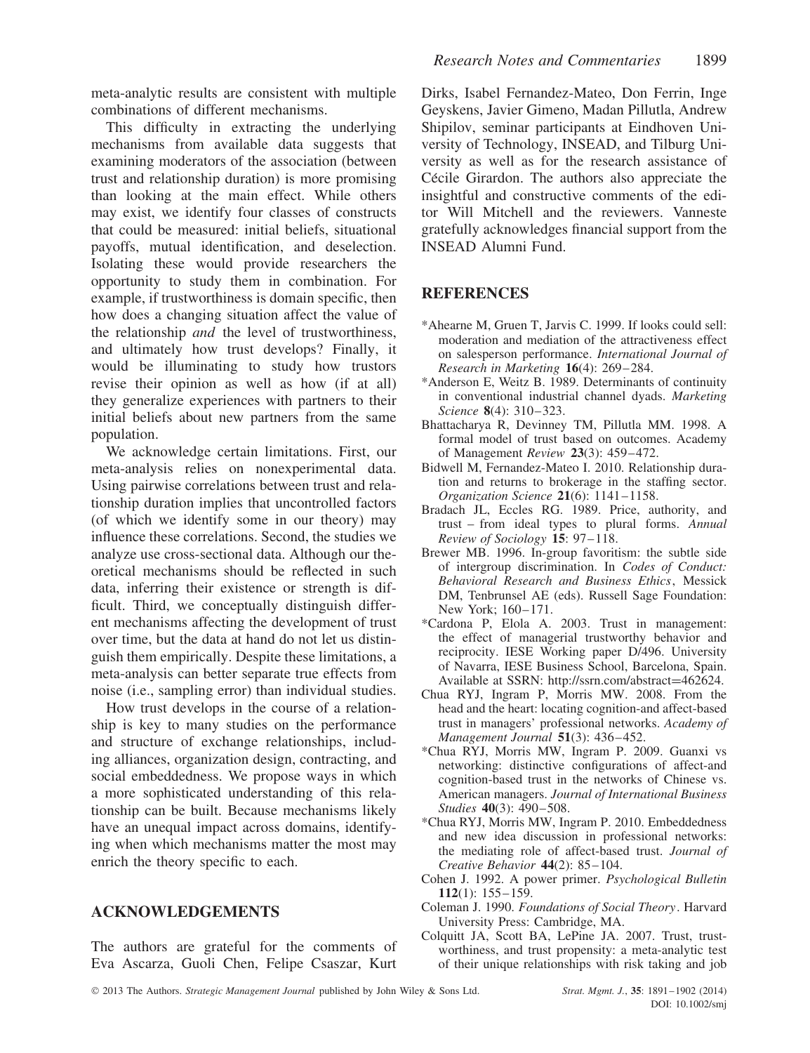meta-analytic results are consistent with multiple combinations of different mechanisms.

This difficulty in extracting the underlying mechanisms from available data suggests that examining moderators of the association (between trust and relationship duration) is more promising than looking at the main effect. While others may exist, we identify four classes of constructs that could be measured: initial beliefs, situational payoffs, mutual identification, and deselection. Isolating these would provide researchers the opportunity to study them in combination. For example, if trustworthiness is domain specific, then how does a changing situation affect the value of the relationship *and* the level of trustworthiness, and ultimately how trust develops? Finally, it would be illuminating to study how trustors revise their opinion as well as how (if at all) they generalize experiences with partners to their initial beliefs about new partners from the same population.

We acknowledge certain limitations. First, our meta-analysis relies on nonexperimental data. Using pairwise correlations between trust and relationship duration implies that uncontrolled factors (of which we identify some in our theory) may influence these correlations. Second, the studies we analyze use cross-sectional data. Although our theoretical mechanisms should be reflected in such data, inferring their existence or strength is difficult. Third, we conceptually distinguish different mechanisms affecting the development of trust over time, but the data at hand do not let us distinguish them empirically. Despite these limitations, a meta-analysis can better separate true effects from noise (i.e., sampling error) than individual studies.

How trust develops in the course of a relationship is key to many studies on the performance and structure of exchange relationships, including alliances, organization design, contracting, and social embeddedness. We propose ways in which a more sophisticated understanding of this relationship can be built. Because mechanisms likely have an unequal impact across domains, identifying when which mechanisms matter the most may enrich the theory specific to each.

## ACKNOWLEDGEMENTS

The authors are grateful for the comments of Eva Ascarza, Guoli Chen, Felipe Csaszar, Kurt Dirks, Isabel Fernandez-Mateo, Don Ferrin, Inge Geyskens, Javier Gimeno, Madan Pillutla, Andrew Shipilov, seminar participants at Eindhoven University of Technology, INSEAD, and Tilburg University as well as for the research assistance of Cécile Girardon. The authors also appreciate the insightful and constructive comments of the editor Will Mitchell and the reviewers. Vanneste gratefully acknowledges financial support from the INSEAD Alumni Fund.

## REFERENCES

*Ahearne M, Gruen T, Jarvis C. 1999. If looks could sell: moderation and mediation of the attractiveness effect on salesperson performance. *International Journal of Research in Marketing* **16**(4): 269–284.

*Anderson E, Weitz B. 1989. Determinants of continuity in conventional industrial channel dyads. *Marketing Science* **8**(4): 310–323.

Bhattacharya R, Devinney TM, Pillutla MM. 1998. A formal model of trust based on outcomes. Academy of Management *Review* **23**(3): 459–472.

Bidwell M, Fernandez-Mateo I. 2010. Relationship duration and returns to brokerage in the staffing sector. *Organization Science* **21**(6): 1141–1158.

Bradach JL, Eccles RG. 1989. Price, authority, and trust – from ideal types to plural forms. *Annual Review of Sociology* **15**: 97–118.

Brewer MB. 1996. In-group favoritism: the subtle side of intergroup discrimination. In *Codes of Conduct: Behavioral Research and Business Ethics*, Messick DM, Tenbrunsel AE (eds). Russell Sage Foundation: New York; 160–171.

*Cardona P, Elola A. 2003. Trust in management: the effect of managerial trustworthy behavior and reciprocity. IESE Working paper D/496. University of Navarra, IESE Business School, Barcelona, Spain. Available at SSRN: http://ssrn.com/abstract=462624.

Chua RYJ, Ingram P, Morris MW. 2008. From the head and the heart: locating cognition-and affect-based trust in managers' professional networks. *Academy of Management Journal* **51**(3): 436–452.

*Chua RYJ, Morris MW, Ingram P. 2009. Guanxi vs networking: distinctive configurations of affect-and cognition-based trust in the networks of Chinese vs. American managers. *Journal of International Business Studies* **40**(3): 490–508.

*Chua RYJ, Morris MW, Ingram P. 2010. Embeddedness and new idea discussion in professional networks: the mediating role of affect-based trust. *Journal of Creative Behavior* **44**(2): 85–104.

Cohen J. 1992. A power primer. *Psychological Bulletin* **112**(1): 155–159.

Coleman J. 1990. *Foundations of Social Theory*. Harvard University Press: Cambridge, MA.

Colquitt JA, Scott BA, LePine JA. 2007. Trust, trustworthiness, and trust propensity: a meta-analytic test of their unique relationships with risk taking and job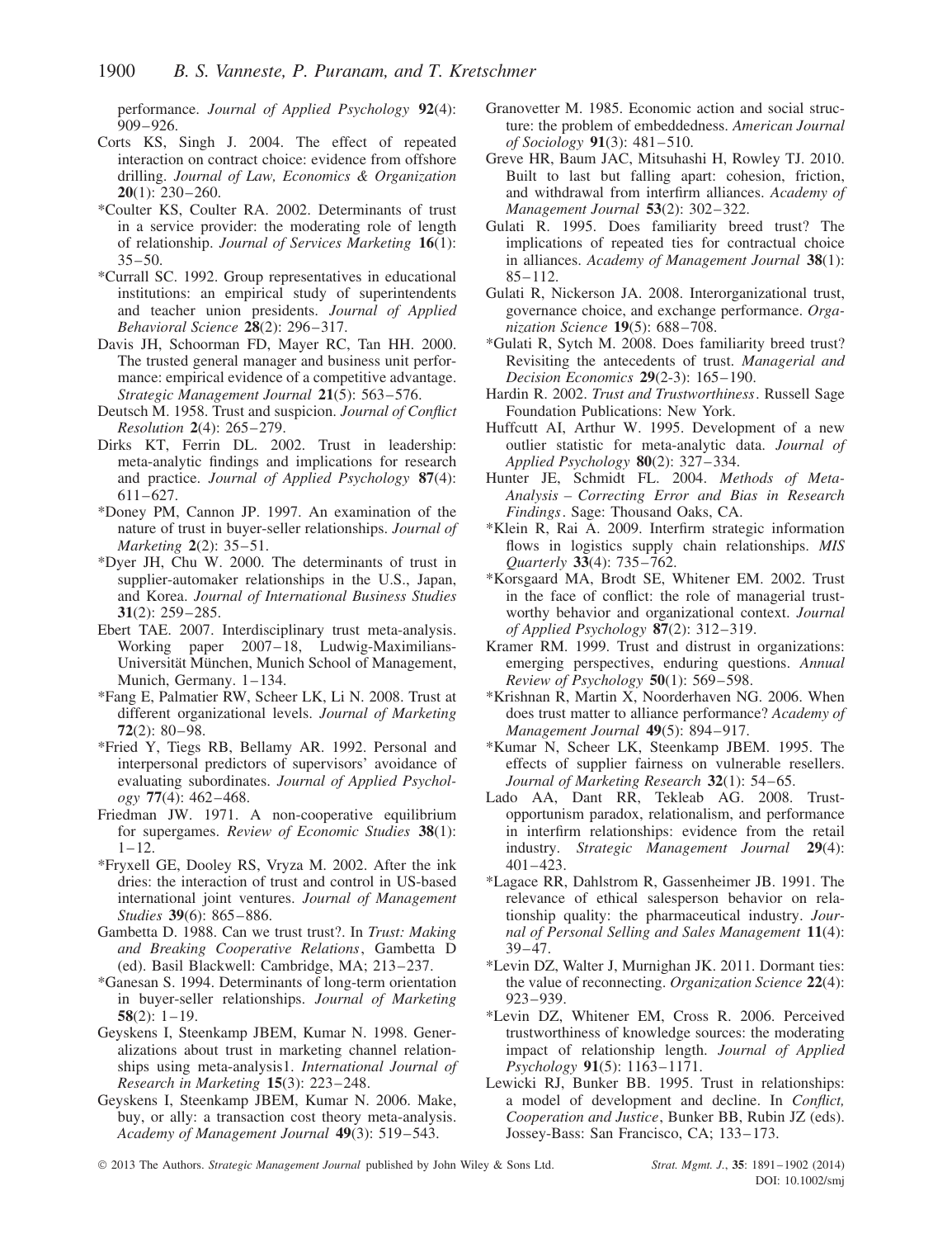performance. *Journal of Applied Psychology* **92**(4): 909–926.

Corts KS, Singh J. 2004. The effect of repeated interaction on contract choice: evidence from offshore drilling. *Journal of Law, Economics & Organization* **20**(1): 230–260.

*Coulter KS, Coulter RA. 2002. Determinants of trust in a service provider: the moderating role of length of relationship. *Journal of Services Marketing* **16**(1): 35–50.

*Currall SC. 1992. Group representatives in educational institutions: an empirical study of superintendents and teacher union presidents. *Journal of Applied Behavioral Science* **28**(2): 296–317.

Davis JH, Schoorman FD, Mayer RC, Tan HH. 2000. The trusted general manager and business unit performance: empirical evidence of a competitive advantage. *Strategic Management Journal* **21**(5): 563–576.

Deutsch M. 1958. Trust and suspicion. *Journal of Conflict Resolution* **2**(4): 265–279.

Dirks KT, Ferrin DL. 2002. Trust in leadership: meta-analytic findings and implications for research and practice. *Journal of Applied Psychology* **87**(4): 611–627.

*Doney PM, Cannon JP. 1997. An examination of the nature of trust in buyer-seller relationships. *Journal of Marketing* **2**(2): 35–51.

*Dyer JH, Chu W. 2000. The determinants of trust in supplier-automaker relationships in the U.S., Japan, and Korea. *Journal of International Business Studies* **31**(2): 259–285.

Ebert TAE. 2007. Interdisciplinary trust meta-analysis. Working paper 2007–18, Ludwig-Maximilians-Universität München, Munich School of Management, Munich, Germany. 1–134.

*Fang E, Palmatier RW, Scheer LK, Li N. 2008. Trust at different organizational levels. *Journal of Marketing* **72**(2): 80–98.

*Fried Y, Tiegs RB, Bellamy AR. 1992. Personal and interpersonal predictors of supervisors' avoidance of evaluating subordinates. *Journal of Applied Psychology* **77**(4): 462–468.

Friedman JW. 1971. A non-cooperative equilibrium for supergames. *Review of Economic Studies* **38**(1): 1–12.

*Fryxell GE, Dooley RS, Vryza M. 2002. After the ink dries: the interaction of trust and control in US-based international joint ventures. *Journal of Management Studies* **39**(6): 865–886.

Gambetta D. 1988. Can we trust trust?. In *Trust: Making and Breaking Cooperative Relations*, Gambetta D (ed). Basil Blackwell: Cambridge, MA; 213–237.

*Ganesan S. 1994. Determinants of long-term orientation in buyer-seller relationships. *Journal of Marketing* **58**(2): 1–19.

Geyskens I, Steenkamp JBEM, Kumar N. 1998. Generalizations about trust in marketing channel relationships using meta-analysis1. *International Journal of Research in Marketing* **15**(3): 223–248.

Geyskens I, Steenkamp JBEM, Kumar N. 2006. Make, buy, or ally: a transaction cost theory meta-analysis. *Academy of Management Journal* **49**(3): 519–543.

Granovetter M. 1985. Economic action and social structure: the problem of embeddedness. *American Journal of Sociology* **91**(3): 481–510.

Greve HR, Baum JAC, Mitsuhashi H, Rowley TJ. 2010. Built to last but falling apart: cohesion, friction, and withdrawal from interfirm alliances. *Academy of Management Journal* **53**(2): 302–322.

Gulati R. 1995. Does familiarity breed trust? The implications of repeated ties for contractual choice in alliances. *Academy of Management Journal* **38**(1): 85–112.

Gulati R, Nickerson JA. 2008. Interorganizational trust, governance choice, and exchange performance. *Organization Science* **19**(5): 688–708.

*Gulati R, Sytch M. 2008. Does familiarity breed trust? Revisiting the antecedents of trust. *Managerial and Decision Economics* **29**(2-3): 165–190.

Hardin R. 2002. *Trust and Trustworthiness*. Russell Sage Foundation Publications: New York.

Huffcutt AI, Arthur W. 1995. Development of a new outlier statistic for meta-analytic data. *Journal of Applied Psychology* **80**(2): 327–334.

Hunter JE, Schmidt FL. 2004. *Methods of Meta-Analysis – Correcting Error and Bias in Research Findings*. Sage: Thousand Oaks, CA.

*Klein R, Rai A. 2009. Interfirm strategic information flows in logistics supply chain relationships. *MIS Quarterly* **33**(4): 735–762.

*Korsgaard MA, Brodt SE, Whitener EM. 2002. Trust in the face of conflict: the role of managerial trustworthy behavior and organizational context. *Journal of Applied Psychology* **87**(2): 312–319.

Kramer RM. 1999. Trust and distrust in organizations: emerging perspectives, enduring questions. *Annual Review of Psychology* **50**(1): 569–598.

*Krishnan R, Martin X, Noorderhaven NG. 2006. When does trust matter to alliance performance? *Academy of Management Journal* **49**(5): 894–917.

*Kumar N, Scheer LK, Steenkamp JBEM. 1995. The effects of supplier fairness on vulnerable resellers. *Journal of Marketing Research* **32**(1): 54–65.

Lado AA, Dant RR, Tekleab AG. 2008. Trust-opportunism paradox, relationalism, and performance in interfirm relationships: evidence from the retail industry. *Strategic Management Journal* **29**(4): 401–423.

*Lagace RR, Dahlstrom R, Gassenheimer JB. 1991. The relevance of ethical salesperson behavior on relationship quality: the pharmaceutical industry. *Journal of Personal Selling and Sales Management* **11**(4): 39–47.

*Levin DZ, Walter J, Murnighan JK. 2011. Dormant ties: the value of reconnecting. *Organization Science* **22**(4): 923–939.

*Levin DZ, Whitener EM, Cross R. 2006. Perceived trustworthiness of knowledge sources: the moderating impact of relationship length. *Journal of Applied Psychology* **91**(5): 1163–1171.

Lewicki RJ, Bunker BB. 1995. Trust in relationships: a model of development and decline. In *Conflict, Cooperation and Justice*, Bunker BB, Rubin JZ (eds). Jossey-Bass: San Francisco, CA; 133–173.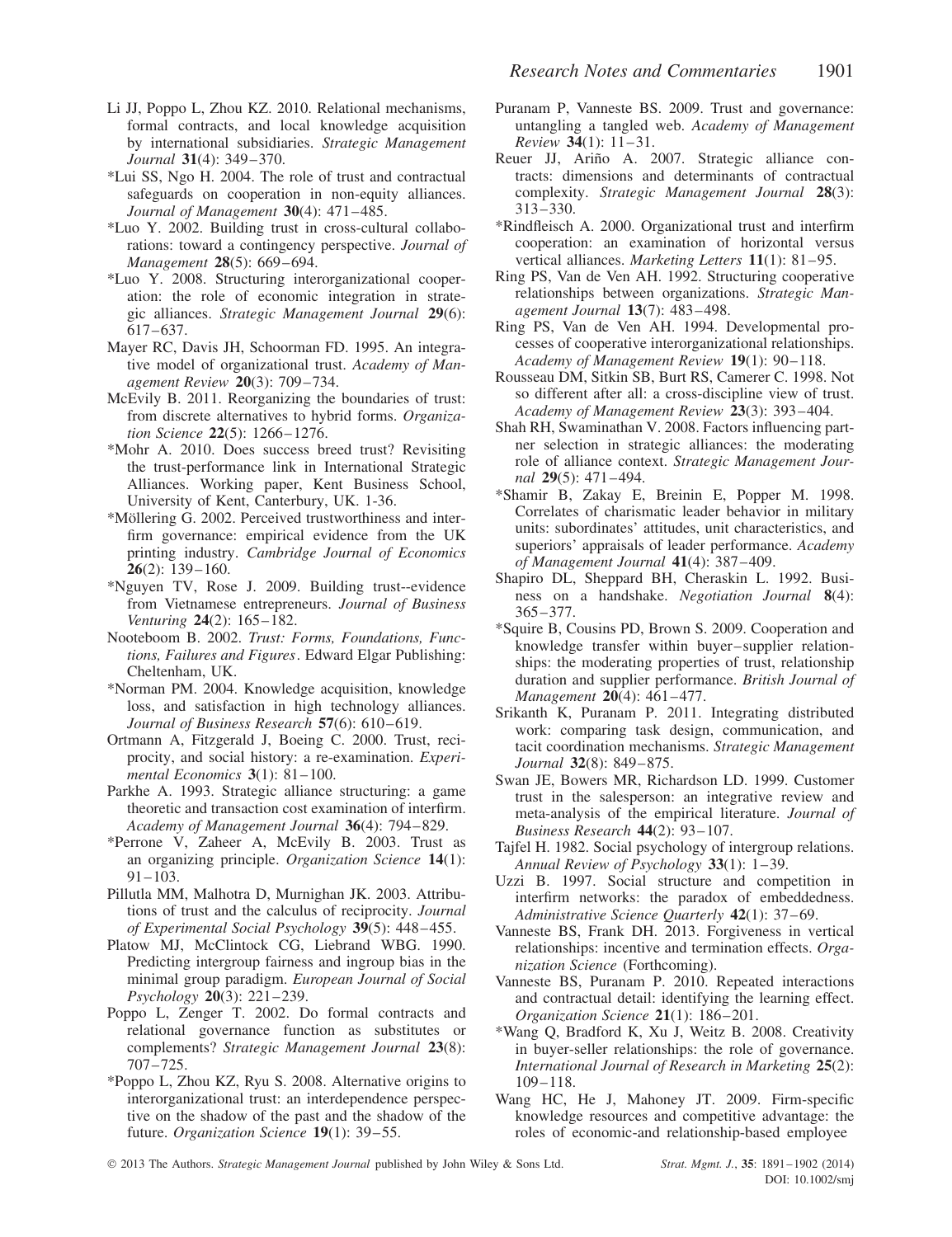Li JJ, Poppo L, Zhou KZ. 2010. Relational mechanisms, formal contracts, and local knowledge acquisition by international subsidiaries. *Strategic Management Journal* **31**(4): 349–370.

*Lui SS, Ngo H. 2004. The role of trust and contractual safeguards on cooperation in non-equity alliances. *Journal of Management* **30**(4): 471–485.

*Luo Y. 2002. Building trust in cross-cultural collaborations: toward a contingency perspective. *Journal of Management* **28**(5): 669–694.

*Luo Y. 2008. Structuring interorganizational cooperation: the role of economic integration in strategic alliances. *Strategic Management Journal* **29**(6): 617–637.

Mayer RC, Davis JH, Schoorman FD. 1995. An integrative model of organizational trust. *Academy of Management Review* **20**(3): 709–734.

McEvily B. 2011. Reorganizing the boundaries of trust: from discrete alternatives to hybrid forms. *Organization Science* **22**(5): 1266–1276.

*Mohr A. 2010. Does success breed trust? Revisiting the trust-performance link in International Strategic Alliances. Working paper, Kent Business School, University of Kent, Canterbury, UK. 1-36.

*Möllering G. 2002. Perceived trustworthiness and interfirm governance: empirical evidence from the UK printing industry. *Cambridge Journal of Economics* **26**(2): 139–160.

*Nguyen TV, Rose J. 2009. Building trust--evidence from Vietnamese entrepreneurs. *Journal of Business Venturing* **24**(2): 165–182.

Nooteboom B. 2002. *Trust: Forms, Foundations, Functions, Failures and Figures*. Edward Elgar Publishing: Cheltenham, UK.

*Norman PM. 2004. Knowledge acquisition, knowledge loss, and satisfaction in high technology alliances. *Journal of Business Research* **57**(6): 610–619.

Ortmann A, Fitzgerald J, Boeing C. 2000. Trust, reciprocity, and social history: a re-examination. *Experimental Economics* **3**(1): 81–100.

Parkhe A. 1993. Strategic alliance structuring: a game theoretic and transaction cost examination of interfirm. *Academy of Management Journal* **36**(4): 794–829.

*Perrone V, Zaheer A, McEvily B. 2003. Trust as an organizing principle. *Organization Science* **14**(1): 91–103.

Pillutla MM, Malhotra D, Murnighan JK. 2003. Attributions of trust and the calculus of reciprocity. *Journal of Experimental Social Psychology* **39**(5): 448–455.

Platow MJ, McClintock CG, Liebrand WBG. 1990. Predicting intergroup fairness and ingroup bias in the minimal group paradigm. *European Journal of Social Psychology* **20**(3): 221–239.

Poppo L, Zenger T. 2002. Do formal contracts and relational governance function as substitutes or complements? *Strategic Management Journal* **23**(8): 707–725.

*Poppo L, Zhou KZ, Ryu S. 2008. Alternative origins to interorganizational trust: an interdependence perspective on the shadow of the past and the shadow of the future. *Organization Science* **19**(1): 39–55.

Puranam P, Vanneste BS. 2009. Trust and governance: untangling a tangled web. *Academy of Management Review* **34**(1): 11–31.

Reuer JJ, Ariño A. 2007. Strategic alliance contracts: dimensions and determinants of contractual complexity. *Strategic Management Journal* **28**(3): 313–330.

*Rindfleisch A. 2000. Organizational trust and interfirm cooperation: an examination of horizontal versus vertical alliances. *Marketing Letters* **11**(1): 81–95.

Ring PS, Van de Ven AH. 1992. Structuring cooperative relationships between organizations. *Strategic Management Journal* **13**(7): 483–498.

Ring PS, Van de Ven AH. 1994. Developmental processes of cooperative interorganizational relationships. *Academy of Management Review* **19**(1): 90–118.

Rousseau DM, Sitkin SB, Burt RS, Camerer C. 1998. Not so different after all: a cross-discipline view of trust. *Academy of Management Review* **23**(3): 393–404.

Shah RH, Swaminathan V. 2008. Factors influencing partner selection in strategic alliances: the moderating role of alliance context. *Strategic Management Journal* **29**(5): 471–494.

*Shamir B, Zakay E, Breinin E, Popper M. 1998. Correlates of charismatic leader behavior in military units: subordinates' attitudes, unit characteristics, and superiors' appraisals of leader performance. *Academy of Management Journal* **41**(4): 387–409.

Shapiro DL, Sheppard BH, Cheraskin L. 1992. Business on a handshake. *Negotiation Journal* **8**(4): 365–377.

*Squire B, Cousins PD, Brown S. 2009. Cooperation and knowledge transfer within buyer–supplier relationships: the moderating properties of trust, relationship duration and supplier performance. *British Journal of Management* **20**(4): 461–477.

Srikanth K, Puranam P. 2011. Integrating distributed work: comparing task design, communication, and tacit coordination mechanisms. *Strategic Management Journal* **32**(8): 849–875.

Swan JE, Bowers MR, Richardson LD. 1999. Customer trust in the salesperson: an integrative review and meta-analysis of the empirical literature. *Journal of Business Research* **44**(2): 93–107.

Tajfel H. 1982. Social psychology of intergroup relations. *Annual Review of Psychology* **33**(1): 1–39.

Uzzi B. 1997. Social structure and competition in interfirm networks: the paradox of embeddedness. *Administrative Science Quarterly* **42**(1): 37–69.

Vanneste BS, Frank DH. 2013. Forgiveness in vertical relationships: incentive and termination effects. *Organization Science* (Forthcoming).

Vanneste BS, Puranam P. 2010. Repeated interactions and contractual detail: identifying the learning effect. *Organization Science* **21**(1): 186–201.

*Wang Q, Bradford K, Xu J, Weitz B. 2008. Creativity in buyer-seller relationships: the role of governance. *International Journal of Research in Marketing* **25**(2): 109–118.

Wang HC, He J, Mahoney JT. 2009. Firm-specific knowledge resources and competitive advantage: the roles of economic-and relationship-based employee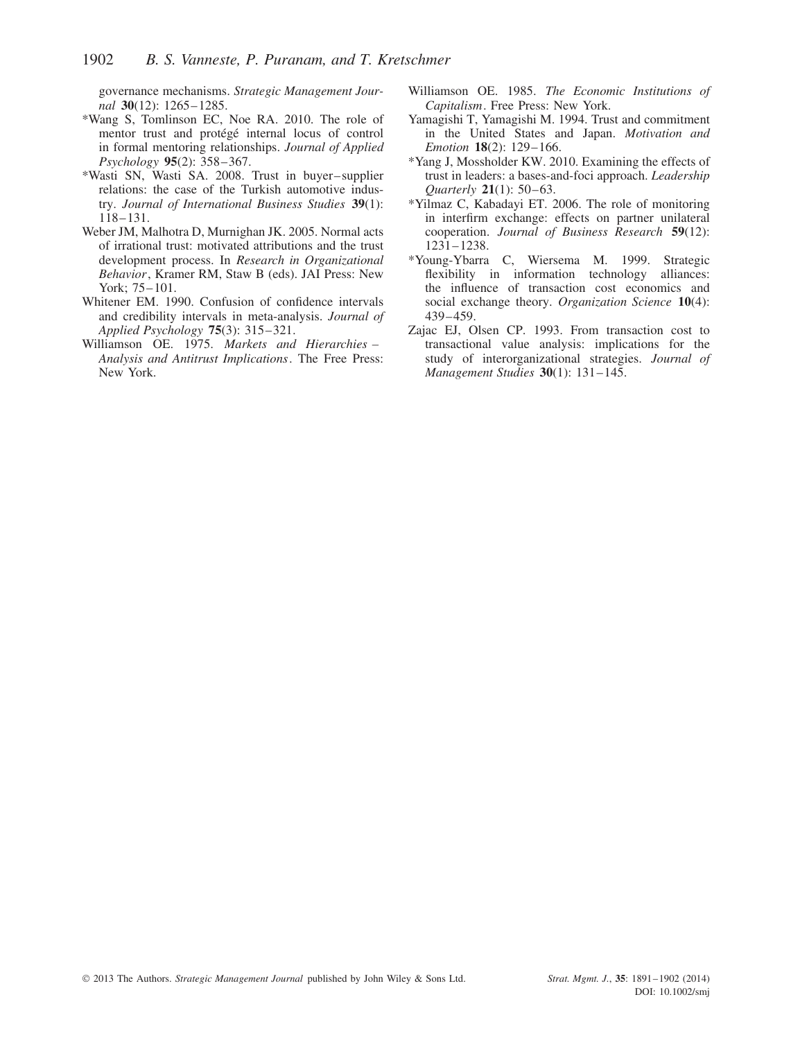governance mechanisms. *Strategic Management Journal* **30**(12): 1265–1285.

*Wang S, Tomlinson EC, Noe RA. 2010. The role of mentor trust and protégé internal locus of control in formal mentoring relationships. *Journal of Applied Psychology* **95**(2): 358–367.

*Wasti SN, Wasti SA. 2008. Trust in buyer–supplier relations: the case of the Turkish automotive industry. *Journal of International Business Studies* **39**(1): 118–131.

Weber JM, Malhotra D, Murnighan JK. 2005. Normal acts of irrational trust: motivated attributions and the trust development process. In *Research in Organizational Behavior*, Kramer RM, Staw B (eds). JAI Press: New York; 75–101.

Whitener EM. 1990. Confusion of confidence intervals and credibility intervals in meta-analysis. *Journal of Applied Psychology* **75**(3): 315–321.

Williamson OE. 1975. *Markets and Hierarchies – Analysis and Antitrust Implications*. The Free Press: New York.

Williamson OE. 1985. *The Economic Institutions of Capitalism*. Free Press: New York.

Yamagishi T, Yamagishi M. 1994. Trust and commitment in the United States and Japan. *Motivation and Emotion* **18**(2): 129–166.

*Yang J, Mossholder KW. 2010. Examining the effects of trust in leaders: a bases-and-foci approach. *Leadership Quarterly* **21**(1): 50–63.

*Yilmaz C, Kabadayi ET. 2006. The role of monitoring in interfirm exchange: effects on partner unilateral cooperation. *Journal of Business Research* **59**(12): 1231–1238.

*Young-Ybarra C, Wiersema M. 1999. Strategic flexibility in information technology alliances: the influence of transaction cost economics and social exchange theory. *Organization Science* **10**(4): 439–459.

Zajac EJ, Olsen CP. 1993. From transaction cost to transactional value analysis: implications for the study of interorganizational strategies. *Journal of Management Studies* **30**(1): 131–145.